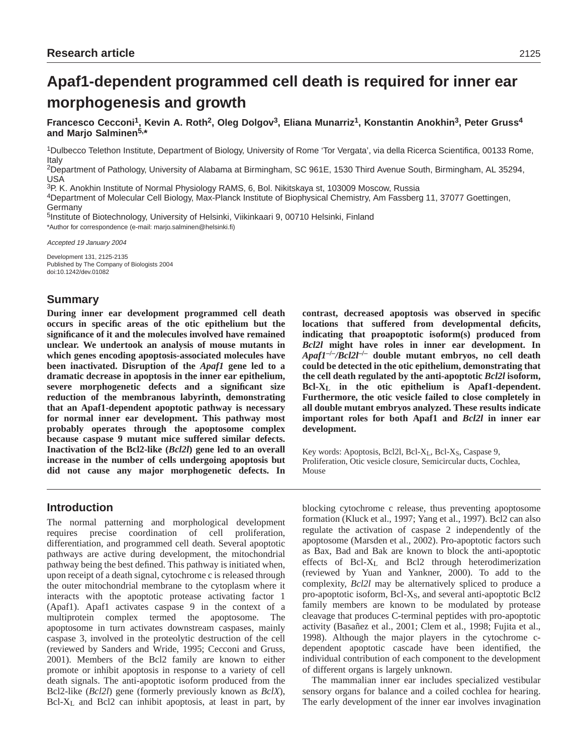Research article

# Apaf1-dependent programmed cell death is required for inner ear morphogenesis and growth

**Francesco Cecconi[1], Kevin A. Roth[2], Oleg Dolgov[3], Eliana Munarriz[1], Konstantin Anokhin[3], Peter Gruss[4] and Marjo Salminen[5,*]**

[1]Dulbecco Telethon Institute, Department of Biology, University of Rome 'Tor Vergata', via della Ricerca Scientifica, 00133 Rome, Italy
[2]Department of Pathology, University of Alabama at Birmingham, SC 961E, 1530 Third Avenue South, Birmingham, AL 35294, USA
[3]P. K. Anokhin Institute of Normal Physiology RAMS, 6, Bol. Nikitskaya st, 103009 Moscow, Russia
[4]Department of Molecular Cell Biology, Max-Planck Institute of Biophysical Chemistry, Am Fassberg 11, 37077 Goettingen, Germany
[5]Institute of Biotechnology, University of Helsinki, Viikinkaari 9, 00710 Helsinki, Finland
*Author for correspondence (e-mail: marjo.salminen@helsinki.fi)

*Accepted 19 January 2004*

Development 131, 2125-2135
Published by The Company of Biologists 2004
doi:10.1242/dev.01082

## Summary

**During inner ear development programmed cell death occurs in specific areas of the otic epithelium but the significance of it and the molecules involved have remained unclear. We undertook an analysis of mouse mutants in which genes encoding apoptosis-associated molecules have been inactivated. Disruption of the *Apaf1* gene led to a dramatic decrease in apoptosis in the inner ear epithelium, severe morphogenetic defects and a significant size reduction of the membranous labyrinth, demonstrating that an Apaf1-dependent apoptotic pathway is necessary for normal inner ear development. This pathway most probably operates through the apoptosome complex because caspase 9 mutant mice suffered similar defects. Inactivation of the Bcl2-like (*Bcl2l*) gene led to an overall increase in the number of cells undergoing apoptosis but did not cause any major morphogenetic defects. In contrast, decreased apoptosis was observed in specific locations that suffered from developmental deficits, indicating that proapoptotic isoform(s) produced from *Bcl2l* might have roles in inner ear development. In *Apaf1*$^{-/-}$/*Bcl2l*$^{-/-}$ double mutant embryos, no cell death could be detected in the otic epithelium, demonstrating that the cell death regulated by the anti-apoptotic *Bcl2l* isoform, Bcl-X$_L$ in the otic epithelium is Apaf1-dependent. Furthermore, the otic vesicle failed to close completely in all double mutant embryos analyzed. These results indicate important roles for both Apaf1 and *Bcl2l* in inner ear development.**

Key words: Apoptosis, Bcl2l, Bcl-X$_L$, Bcl-X$_S$, Caspase 9, Proliferation, Otic vesicle closure, Semicircular ducts, Cochlea, Mouse

## Introduction

The normal patterning and morphological development requires precise coordination of cell proliferation, differentiation, and programmed cell death. Several apoptotic pathways are active during development, the mitochondrial pathway being the best defined. This pathway is initiated when, upon receipt of a death signal, cytochrome c is released through the outer mitochondrial membrane to the cytoplasm where it interacts with the apoptotic protease activating factor 1 (Apaf1). Apaf1 activates caspase 9 in the context of a multiprotein complex termed the apoptosome. The apoptosome in turn activates downstream caspases, mainly caspase 3, involved in the proteolytic destruction of the cell (reviewed by Sanders and Wride, 1995; Cecconi and Gruss, 2001). Members of the Bcl2 family are known to either promote or inhibit apoptosis in response to a variety of cell death signals. The anti-apoptotic isoform produced from the Bcl2-like (*Bcl2l*) gene (formerly previously known as *BclX*), Bcl-X$_L$ and Bcl2 can inhibit apoptosis, at least in part, by blocking cytochrome c release, thus preventing apoptosome formation (Kluck et al., 1997; Yang et al., 1997). Bcl2 can also regulate the activation of caspase 2 independently of the apoptosome (Marsden et al., 2002). Pro-apoptotic factors such as Bax, Bad and Bak are known to block the anti-apoptotic effects of Bcl-X$_L$ and Bcl2 through heterodimerization (reviewed by Yuan and Yankner, 2000). To add to the complexity, *Bcl2l* may be alternatively spliced to produce a pro-apoptotic isoform, Bcl-X$_S$, and several anti-apoptotic Bcl2 family members are known to be modulated by protease cleavage that produces C-terminal peptides with pro-apoptotic activity (Basañez et al., 2001; Clem et al., 1998; Fujita et al., 1998). Although the major players in the cytochrome c-dependent apoptotic cascade have been identified, the individual contribution of each component to the development of different organs is largely unknown.

The mammalian inner ear includes specialized vestibular sensory organs for balance and a coiled cochlea for hearing. The early development of the inner ear involves invagination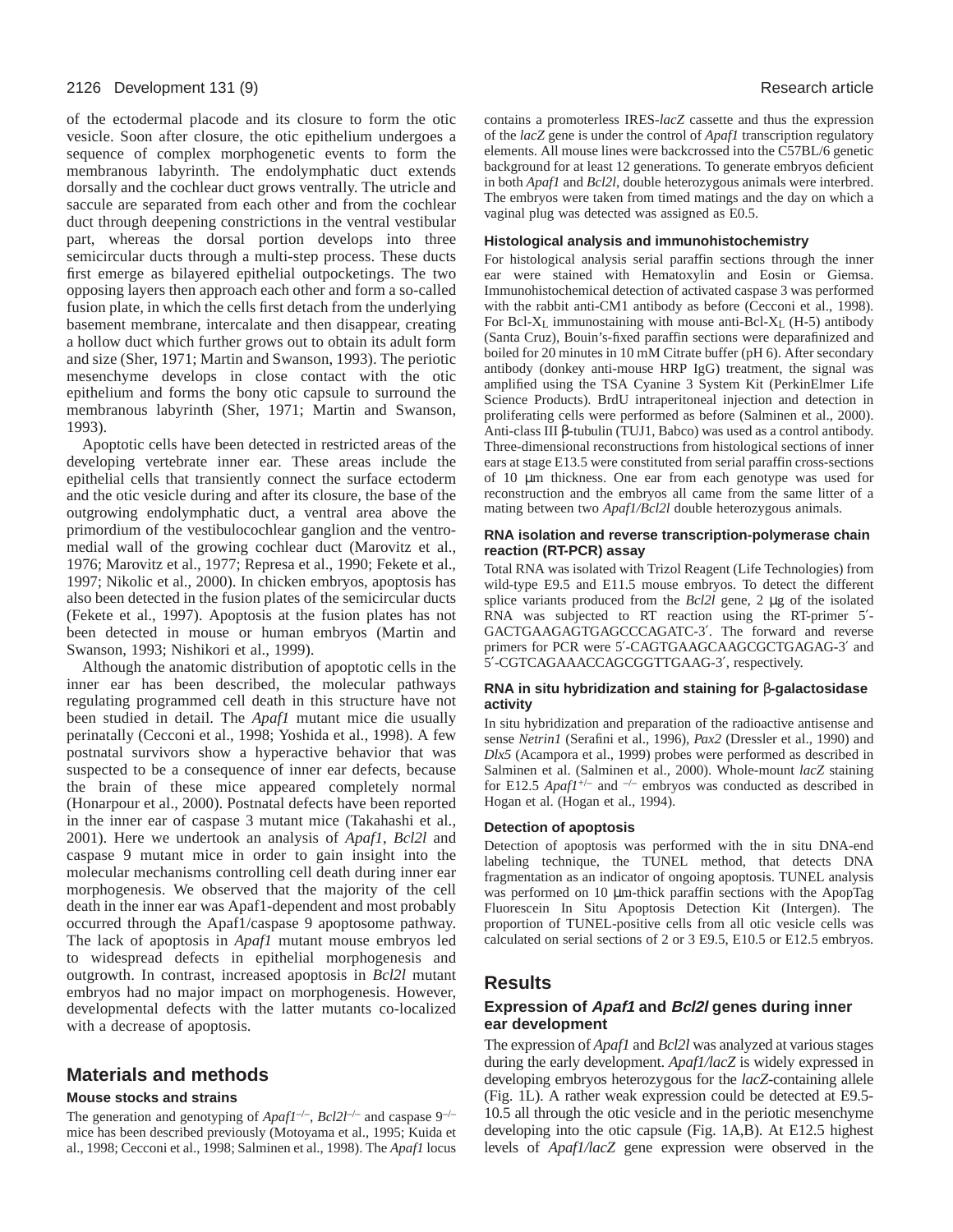of the ectodermal placode and its closure to form the otic vesicle. Soon after closure, the otic epithelium undergoes a sequence of complex morphogenetic events to form the membranous labyrinth. The endolymphatic duct extends dorsally and the cochlear duct grows ventrally. The utricle and saccule are separated from each other and from the cochlear duct through deepening constrictions in the ventral vestibular part, whereas the dorsal portion develops into three semicircular ducts through a multi-step process. These ducts first emerge as bilayered epithelial outpocketings. The two opposing layers then approach each other and form a so-called fusion plate, in which the cells first detach from the underlying basement membrane, intercalate and then disappear, creating a hollow duct which further grows out to obtain its adult form and size (Sher, 1971; Martin and Swanson, 1993). The periotic mesenchyme develops in close contact with the otic epithelium and forms the bony otic capsule to surround the membranous labyrinth (Sher, 1971; Martin and Swanson, 1993).

Apoptotic cells have been detected in restricted areas of the developing vertebrate inner ear. These areas include the epithelial cells that transiently connect the surface ectoderm and the otic vesicle during and after its closure, the base of the outgrowing endolymphatic duct, a ventral area above the primordium of the vestibulocochlear ganglion and the ventro-medial wall of the growing cochlear duct (Marovitz et al., 1976; Marovitz et al., 1977; Represa et al., 1990; Fekete et al., 1997; Nikolic et al., 2000). In chicken embryos, apoptosis has also been detected in the fusion plates of the semicircular ducts (Fekete et al., 1997). Apoptosis at the fusion plates has not been detected in mouse or human embryos (Martin and Swanson, 1993; Nishikori et al., 1999).

Although the anatomic distribution of apoptotic cells in the inner ear has been described, the molecular pathways regulating programmed cell death in this structure have not been studied in detail. The *Apaf1* mutant mice die usually perinatally (Cecconi et al., 1998; Yoshida et al., 1998). A few postnatal survivors show a hyperactive behavior that was suspected to be a consequence of inner ear defects, because the brain of these mice appeared completely normal (Honarpour et al., 2000). Postnatal defects have been reported in the inner ear of caspase 3 mutant mice (Takahashi et al., 2001). Here we undertook an analysis of *Apaf1*, *Bcl2l* and caspase 9 mutant mice in order to gain insight into the molecular mechanisms controlling cell death during inner ear morphogenesis. We observed that the majority of the cell death in the inner ear was Apaf1-dependent and most probably occurred through the Apaf1/caspase 9 apoptosome pathway. The lack of apoptosis in *Apaf1* mutant mouse embryos led to widespread defects in epithelial morphogenesis and outgrowth. In contrast, increased apoptosis in *Bcl2l* mutant embryos had no major impact on morphogenesis. However, developmental defects with the latter mutants co-localized with a decrease of apoptosis.

## Materials and methods

### Mouse stocks and strains

The generation and genotyping of $Apaf1^{-/-}$, $Bcl2l^{-/-}$ and caspase $9^{-/-}$ mice has been described previously (Motoyama et al., 1995; Kuida et al., 1998; Cecconi et al., 1998; Salminen et al., 1998). The *Apaf1* locus contains a promoterless IRES-*lacZ* cassette and thus the expression of the *lacZ* gene is under the control of *Apaf1* transcription regulatory elements. All mouse lines were backcrossed into the C57BL/6 genetic background for at least 12 generations. To generate embryos deficient in both *Apaf1* and *Bcl2l*, double heterozygous animals were interbred. The embryos were taken from timed matings and the day on which a vaginal plug was detected was assigned as E0.5.

### Histological analysis and immunohistochemistry

For histological analysis serial paraffin sections through the inner ear were stained with Hematoxylin and Eosin or Giemsa. Immunohistochemical detection of activated caspase 3 was performed with the rabbit anti-CM1 antibody as before (Cecconi et al., 1998). For Bcl-$X_L$ immunostaining with mouse anti-Bcl-$X_L$ (H-5) antibody (Santa Cruz), Bouin's-fixed paraffin sections were deparafinized and boiled for 20 minutes in 10 mM Citrate buffer (pH 6). After secondary antibody (donkey anti-mouse HRP IgG) treatment, the signal was amplified using the TSA Cyanine 3 System Kit (PerkinElmer Life Science Products). BrdU intraperitoneal injection and detection in proliferating cells were performed as before (Salminen et al., 2000). Anti-class III β-tubulin (TUJ1, Babco) was used as a control antibody. Three-dimensional reconstructions from histological sections of inner ears at stage E13.5 were constituted from serial paraffin cross-sections of 10 μm thickness. One ear from each genotype was used for reconstruction and the embryos all came from the same litter of a mating between two *Apaf1/Bcl2l* double heterozygous animals.

### RNA isolation and reverse transcription-polymerase chain reaction (RT-PCR) assay

Total RNA was isolated with Trizol Reagent (Life Technologies) from wild-type E9.5 and E11.5 mouse embryos. To detect the different splice variants produced from the *Bcl2l* gene, 2 μg of the isolated RNA was subjected to RT reaction using the RT-primer 5′-GACTGAAGAGTGAGCCCAGATC-3′. The forward and reverse primers for PCR were 5′-CAGTGAAGCAAGCGCTGAGAG-3′ and 5′-CGTCAGAAACCAGCGGTTGAAG-3′, respectively.

### RNA in situ hybridization and staining for β-galactosidase activity

In situ hybridization and preparation of the radioactive antisense and sense *Netrin1* (Serafini et al., 1996), *Pax2* (Dressler et al., 1990) and *Dlx5* (Acampora et al., 1999) probes were performed as described in Salminen et al. (Salminen et al., 2000). Whole-mount *lacZ* staining for E12.5 $Apaf1^{+/-}$ and $^{-/-}$ embryos was conducted as described in Hogan et al. (Hogan et al., 1994).

### Detection of apoptosis

Detection of apoptosis was performed with the in situ DNA-end labeling technique, the TUNEL method, that detects DNA fragmentation as an indicator of ongoing apoptosis. TUNEL analysis was performed on 10 μm-thick paraffin sections with the ApopTag Fluorescein In Situ Apoptosis Detection Kit (Intergen). The proportion of TUNEL-positive cells from all otic vesicle cells was calculated on serial sections of 2 or 3 E9.5, E10.5 or E12.5 embryos.

## Results

### Expression of *Apaf1* and *Bcl2l* genes during inner ear development

The expression of *Apaf1* and *Bcl2l* was analyzed at various stages during the early development. *Apaf1/lacZ* is widely expressed in developing embryos heterozygous for the *lacZ*-containing allele (Fig. 1L). A rather weak expression could be detected at E9.5-10.5 all through the otic vesicle and in the periotic mesenchyme developing into the otic capsule (Fig. 1A,B). At E12.5 highest levels of *Apaf1/lacZ* gene expression were observed in the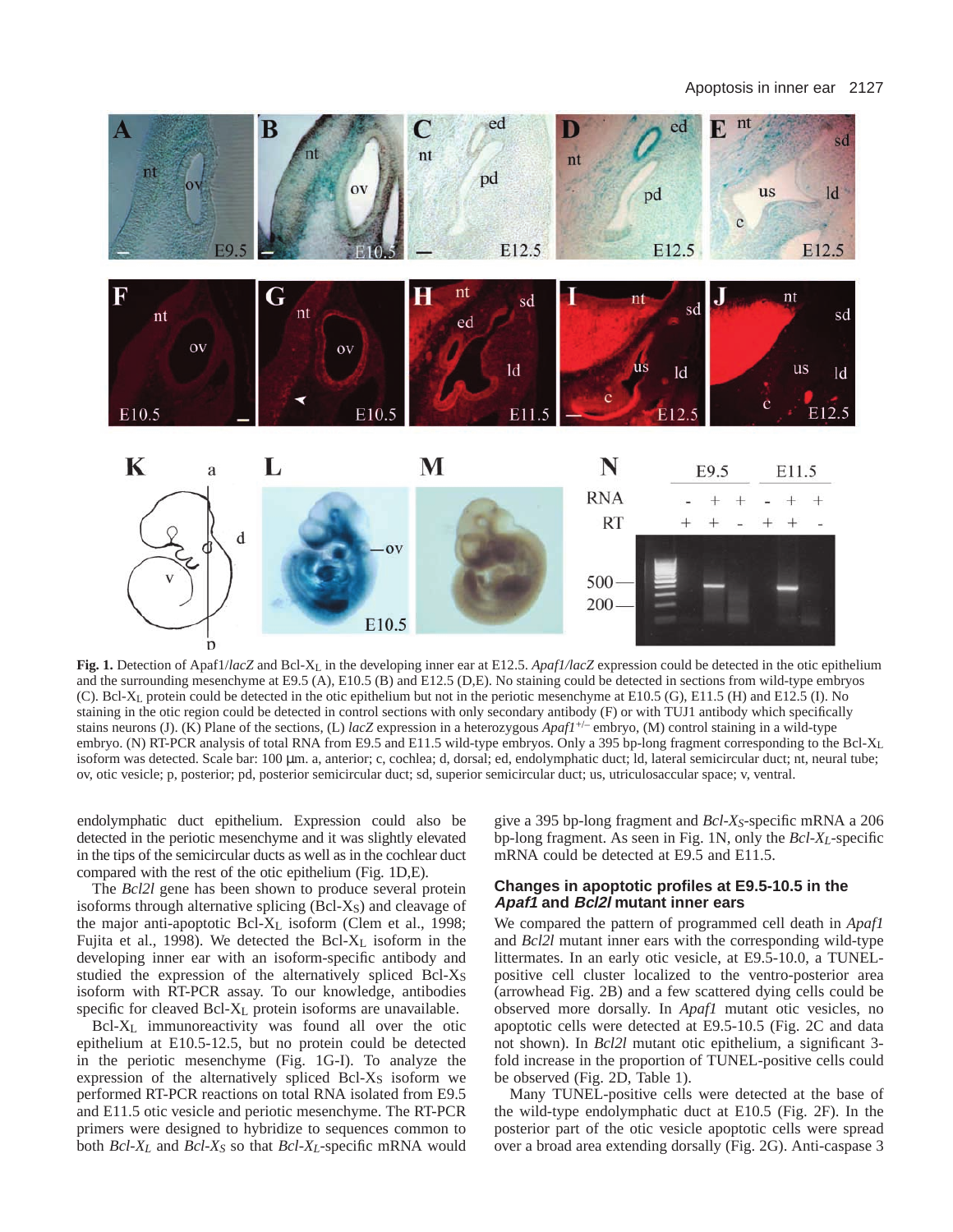**Fig. 1.** Detection of Apaf1/*lacZ* and Bcl-$X_L$ in the developing inner ear at E12.5. *Apaf1/lacZ* expression could be detected in the otic epithelium and the surrounding mesenchyme at E9.5 (A), E10.5 (B) and E12.5 (D,E). No staining could be detected in sections from wild-type embryos (C). Bcl-$X_L$ protein could be detected in the otic epithelium but not in the periotic mesenchyme at E10.5 (G), E11.5 (H) and E12.5 (I). No staining in the otic region could be detected in control sections with only secondary antibody (F) or with TUJ1 antibody which specifically stains neurons (J). (K) Plane of the sections, (L) *lacZ* expression in a heterozygous *Apaf1*$^{+/-}$ embryo, (M) control staining in a wild-type embryo. (N) RT-PCR analysis of total RNA from E9.5 and E11.5 wild-type embryos. Only a 395 bp-long fragment corresponding to the Bcl-$X_L$ isoform was detected. Scale bar: 100 μm. a, anterior; c, cochlea; d, dorsal; ed, endolymphatic duct; ld, lateral semicircular duct; nt, neural tube; ov, otic vesicle; p, posterior; pd, posterior semicircular duct; sd, superior semicircular duct; us, utriculosaccular space; v, ventral.

endolymphatic duct epithelium. Expression could also be detected in the periotic mesenchyme and it was slightly elevated in the tips of the semicircular ducts as well as in the cochlear duct compared with the rest of the otic epithelium (Fig. 1D,E).

The *Bcl2l* gene has been shown to produce several protein isoforms through alternative splicing (Bcl-$X_S$) and cleavage of the major anti-apoptotic Bcl-$X_L$ isoform (Clem et al., 1998; Fujita et al., 1998). We detected the Bcl-$X_L$ isoform in the developing inner ear with an isoform-specific antibody and studied the expression of the alternatively spliced Bcl-$X_S$ isoform with RT-PCR assay. To our knowledge, antibodies specific for cleaved Bcl-$X_L$ protein isoforms are unavailable.

Bcl-$X_L$ immunoreactivity was found all over the otic epithelium at E10.5-12.5, but no protein could be detected in the periotic mesenchyme (Fig. 1G-I). To analyze the expression of the alternatively spliced Bcl-$X_S$ isoform we performed RT-PCR reactions on total RNA isolated from E9.5 and E11.5 otic vesicle and periotic mesenchyme. The RT-PCR primers were designed to hybridize to sequences common to both *Bcl-*$X_L$ and *Bcl-*$X_S$ so that *Bcl-*$X_L$-specific mRNA would give a 395 bp-long fragment and *Bcl-*$X_S$-specific mRNA a 206 bp-long fragment. As seen in Fig. 1N, only the *Bcl-*$X_L$-specific mRNA could be detected at E9.5 and E11.5.

### Changes in apoptotic profiles at E9.5-10.5 in the *Apaf1* and *Bcl2l* mutant inner ears

We compared the pattern of programmed cell death in *Apaf1* and *Bcl2l* mutant inner ears with the corresponding wild-type littermates. In an early otic vesicle, at E9.5-10.0, a TUNEL-positive cell cluster localized to the ventro-posterior area (arrowhead Fig. 2B) and a few scattered dying cells could be observed more dorsally. In *Apaf1* mutant otic vesicles, no apoptotic cells were detected at E9.5-10.5 (Fig. 2C and data not shown). In *Bcl2l* mutant otic epithelium, a significant 3-fold increase in the proportion of TUNEL-positive cells could be observed (Fig. 2D, Table 1).

Many TUNEL-positive cells were detected at the base of the wild-type endolymphatic duct at E10.5 (Fig. 2F). In the posterior part of the otic vesicle apoptotic cells were spread over a broad area extending dorsally (Fig. 2G). Anti-caspase 3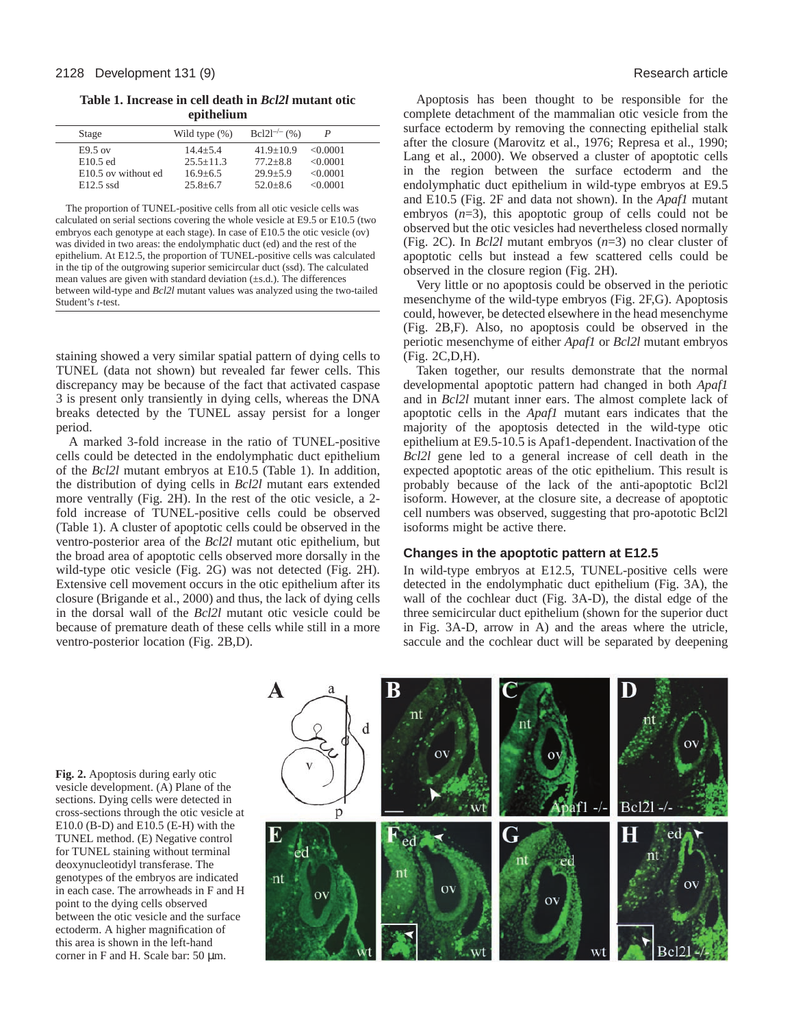**Table 1. Increase in cell death in *Bcl2l* mutant otic epithelium**

| Stage | Wild type (%) | $Bcl2l^{-/-}$ (%) | *P* |
|---|---|---|---|
| E9.5 ov | 14.4±5.4 | 41.9±10.9 | <0.0001 |
| E10.5 ed | 25.5±11.3 | 77.2±8.8 | <0.0001 |
| E10.5 ov without ed | 16.9±6.5 | 29.9±5.9 | <0.0001 |
| E12.5 ssd | 25.8±6.7 | 52.0±8.6 | <0.0001 |

The proportion of TUNEL-positive cells from all otic vesicle cells was calculated on serial sections covering the whole vesicle at E9.5 or E10.5 (two embryos each genotype at each stage). In case of E10.5 the otic vesicle (ov) was divided in two areas: the endolymphatic duct (ed) and the rest of the epithelium. At E12.5, the proportion of TUNEL-positive cells was calculated in the tip of the outgrowing superior semicircular duct (ssd). The calculated mean values are given with standard deviation (±s.d.). The differences between wild-type and *Bcl2l* mutant values was analyzed using the two-tailed Student's *t*-test.

staining showed a very similar spatial pattern of dying cells to TUNEL (data not shown) but revealed far fewer cells. This discrepancy may be because of the fact that activated caspase 3 is present only transiently in dying cells, whereas the DNA breaks detected by the TUNEL assay persist for a longer period.

A marked 3-fold increase in the ratio of TUNEL-positive cells could be detected in the endolymphatic duct epithelium of the *Bcl2l* mutant embryos at E10.5 (Table 1). In addition, the distribution of dying cells in *Bcl2l* mutant ears extended more ventrally (Fig. 2H). In the rest of the otic vesicle, a 2-fold increase of TUNEL-positive cells could be observed (Table 1). A cluster of apoptotic cells could be observed in the ventro-posterior area of the *Bcl2l* mutant otic epithelium, but the broad area of apoptotic cells observed more dorsally in the wild-type otic vesicle (Fig. 2G) was not detected (Fig. 2H). Extensive cell movement occurs in the otic epithelium after its closure (Brigande et al., 2000) and thus, the lack of dying cells in the dorsal wall of the *Bcl2l* mutant otic vesicle could be because of premature death of these cells while still in a more ventro-posterior location (Fig. 2B,D).

Apoptosis has been thought to be responsible for the complete detachment of the mammalian otic vesicle from the surface ectoderm by removing the connecting epithelial stalk after the closure (Marovitz et al., 1976; Represa et al., 1990; Lang et al., 2000). We observed a cluster of apoptotic cells in the region between the surface ectoderm and the endolymphatic duct epithelium in wild-type embryos at E9.5 and E10.5 (Fig. 2F and data not shown). In the *Apaf1* mutant embryos ($n$=3), this apoptotic group of cells could not be observed but the otic vesicles had nevertheless closed normally (Fig. 2C). In *Bcl2l* mutant embryos ($n$=3) no clear cluster of apoptotic cells but instead a few scattered cells could be observed in the closure region (Fig. 2H).

Very little or no apoptosis could be observed in the periotic mesenchyme of the wild-type embryos (Fig. 2F,G). Apoptosis could, however, be detected elsewhere in the head mesenchyme (Fig. 2B,F). Also, no apoptosis could be observed in the periotic mesenchyme of either *Apaf1* or *Bcl2l* mutant embryos (Fig. 2C,D,H).

Taken together, our results demonstrate that the normal developmental apoptotic pattern had changed in both *Apaf1* and in *Bcl2l* mutant inner ears. The almost complete lack of apoptotic cells in the *Apaf1* mutant ears indicates that the majority of the apoptosis detected in the wild-type otic epithelium at E9.5-10.5 is Apaf1-dependent. Inactivation of the *Bcl2l* gene led to a general increase of cell death in the expected apoptotic areas of the otic epithelium. This result is probably because of the lack of the anti-apoptotic Bcl2l isoform. However, at the closure site, a decrease of apoptotic cell numbers was observed, suggesting that pro-apototic Bcl2l isoforms might be active there.

### Changes in the apoptotic pattern at E12.5

In wild-type embryos at E12.5, TUNEL-positive cells were detected in the endolymphatic duct epithelium (Fig. 3A), the wall of the cochlear duct (Fig. 3A-D), the distal edge of the three semicircular duct epithelium (shown for the superior duct in Fig. 3A-D, arrow in A) and the areas where the utricle, saccule and the cochlear duct will be separated by deepening

**Fig. 2.** Apoptosis during early otic vesicle development. (A) Plane of the sections. Dying cells were detected in cross-sections through the otic vesicle at E10.0 (B-D) and E10.5 (E-H) with the TUNEL method. (E) Negative control for TUNEL staining without terminal deoxynucleotidyl transferase. The genotypes of the embryos are indicated in each case. The arrowheads in F and H point to the dying cells observed between the otic vesicle and the surface ectoderm. A higher magnification of this area is shown in the left-hand corner in F and H. Scale bar: 50 μm.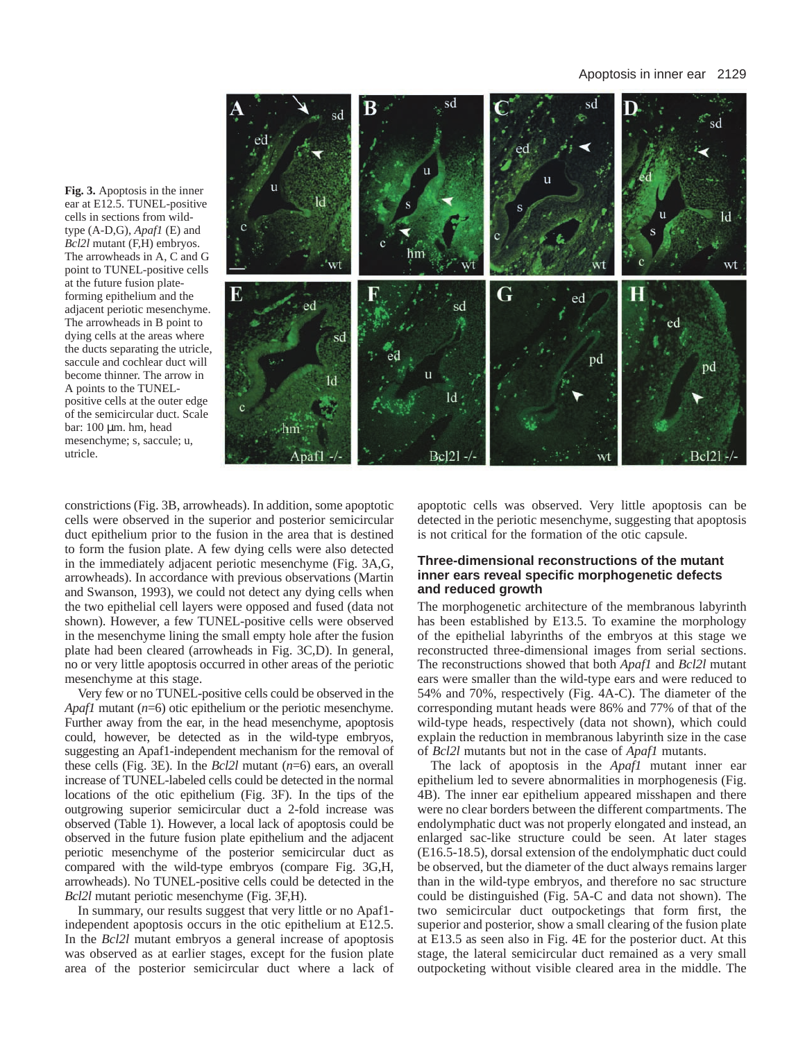**Fig. 3.** Apoptosis in the inner ear at E12.5. TUNEL-positive cells in sections from wild-type (A-D,G), *Apaf1* (E) and *Bcl2l* mutant (F,H) embryos. The arrowheads in A, C and G point to TUNEL-positive cells at the future fusion plate-forming epithelium and the adjacent periotic mesenchyme. The arrowheads in B point to dying cells at the areas where the ducts separating the utricle, saccule and cochlear duct will become thinner. The arrow in A points to the TUNEL-positive cells at the outer edge of the semicircular duct. Scale bar: 100 µm. hm, head mesenchyme; s, saccule; u, utricle.

constrictions (Fig. 3B, arrowheads). In addition, some apoptotic cells were observed in the superior and posterior semicircular duct epithelium prior to the fusion in the area that is destined to form the fusion plate. A few dying cells were also detected in the immediately adjacent periotic mesenchyme (Fig. 3A,G, arrowheads). In accordance with previous observations (Martin and Swanson, 1993), we could not detect any dying cells when the two epithelial cell layers were opposed and fused (data not shown). However, a few TUNEL-positive cells were observed in the mesenchyme lining the small empty hole after the fusion plate had been cleared (arrowheads in Fig. 3C,D). In general, no or very little apoptosis occurred in other areas of the periotic mesenchyme at this stage.

Very few or no TUNEL-positive cells could be observed in the *Apaf1* mutant (*n*=6) otic epithelium or the periotic mesenchyme. Further away from the ear, in the head mesenchyme, apoptosis could, however, be detected as in the wild-type embryos, suggesting an Apaf1-independent mechanism for the removal of these cells (Fig. 3E). In the *Bcl2l* mutant (*n*=6) ears, an overall increase of TUNEL-labeled cells could be detected in the normal locations of the otic epithelium (Fig. 3F). In the tips of the outgrowing superior semicircular duct a 2-fold increase was observed (Table 1). However, a local lack of apoptosis could be observed in the future fusion plate epithelium and the adjacent periotic mesenchyme of the posterior semicircular duct as compared with the wild-type embryos (compare Fig. 3G,H, arrowheads). No TUNEL-positive cells could be detected in the *Bcl2l* mutant periotic mesenchyme (Fig. 3F,H).

In summary, our results suggest that very little or no Apaf1-independent apoptosis occurs in the otic epithelium at E12.5. In the *Bcl2l* mutant embryos a general increase of apoptosis was observed as at earlier stages, except for the fusion plate area of the posterior semicircular duct where a lack of apoptotic cells was observed. Very little apoptosis can be detected in the periotic mesenchyme, suggesting that apoptosis is not critical for the formation of the otic capsule.

### Three-dimensional reconstructions of the mutant inner ears reveal specific morphogenetic defects and reduced growth

The morphogenetic architecture of the membranous labyrinth has been established by E13.5. To examine the morphology of the epithelial labyrinths of the embryos at this stage we reconstructed three-dimensional images from serial sections. The reconstructions showed that both *Apaf1* and *Bcl2l* mutant ears were smaller than the wild-type ears and were reduced to 54% and 70%, respectively (Fig. 4A-C). The diameter of the corresponding mutant heads were 86% and 77% of that of the wild-type heads, respectively (data not shown), which could explain the reduction in membranous labyrinth size in the case of *Bcl2l* mutants but not in the case of *Apaf1* mutants.

The lack of apoptosis in the *Apaf1* mutant inner ear epithelium led to severe abnormalities in morphogenesis (Fig. 4B). The inner ear epithelium appeared misshapen and there were no clear borders between the different compartments. The endolymphatic duct was not properly elongated and instead, an enlarged sac-like structure could be seen. At later stages (E16.5-18.5), dorsal extension of the endolymphatic duct could be observed, but the diameter of the duct always remains larger than in the wild-type embryos, and therefore no sac structure could be distinguished (Fig. 5A-C and data not shown). The two semicircular duct outpocketings that form first, the superior and posterior, show a small clearing of the fusion plate at E13.5 as seen also in Fig. 4E for the posterior duct. At this stage, the lateral semicircular duct remained as a very small outpocketing without visible cleared area in the middle. The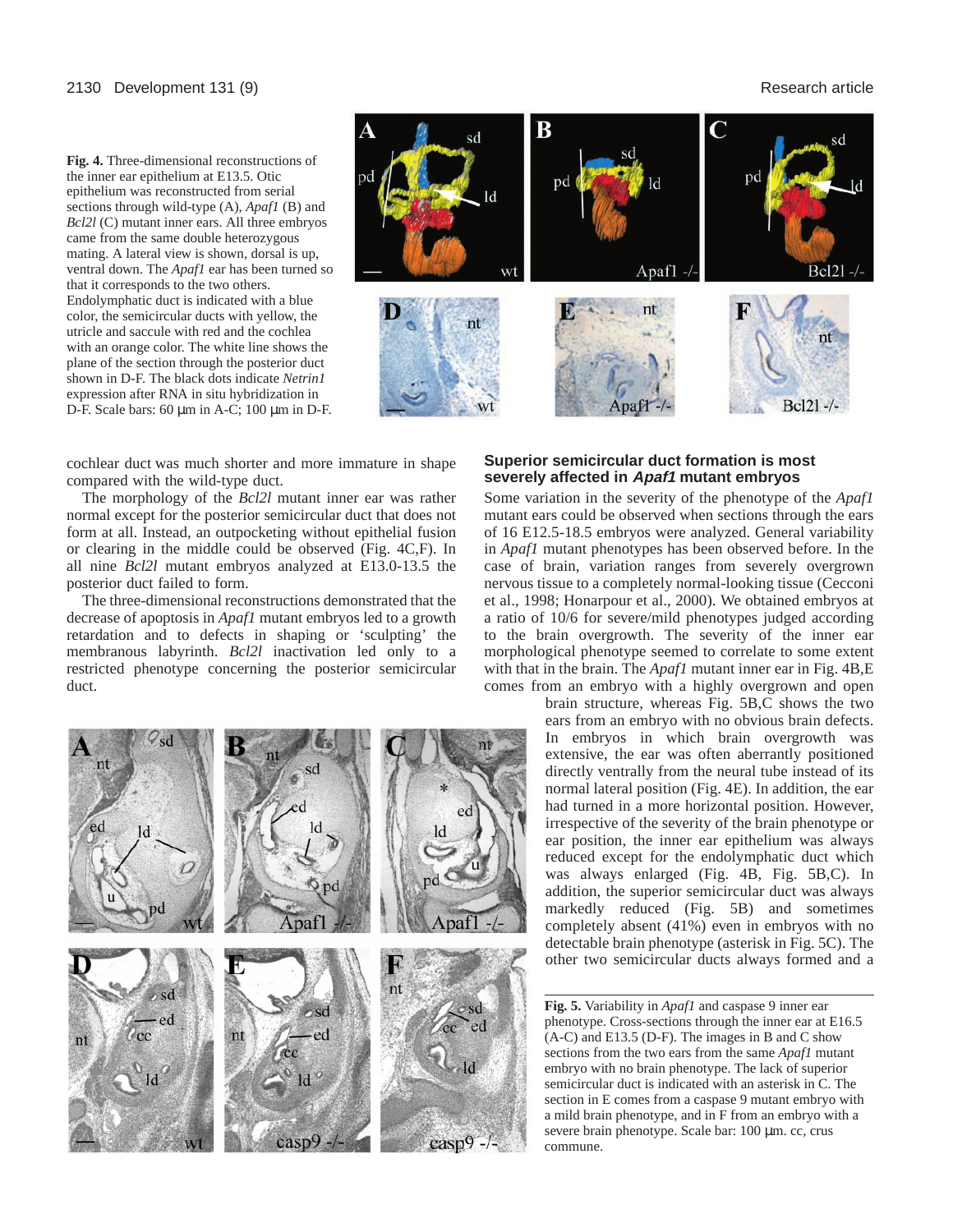**Fig. 4.** Three-dimensional reconstructions of the inner ear epithelium at E13.5. Otic epithelium was reconstructed from serial sections through wild-type (A), *Apaf1* (B) and *Bcl2l* (C) mutant inner ears. All three embryos came from the same double heterozygous mating. A lateral view is shown, dorsal is up, ventral down. The *Apaf1* ear has been turned so that it corresponds to the two others. Endolymphatic duct is indicated with a blue color, the semicircular ducts with yellow, the utricle and saccule with red and the cochlea with an orange color. The white line shows the plane of the section through the posterior duct shown in D-F. The black dots indicate *Netrin1* expression after RNA in situ hybridization in D-F. Scale bars: 60 μm in A-C; 100 μm in D-F.

cochlear duct was much shorter and more immature in shape compared with the wild-type duct.

The morphology of the *Bcl2l* mutant inner ear was rather normal except for the posterior semicircular duct that does not form at all. Instead, an outpocketing without epithelial fusion or clearing in the middle could be observed (Fig. 4C,F). In all nine *Bcl2l* mutant embryos analyzed at E13.0-13.5 the posterior duct failed to form.

The three-dimensional reconstructions demonstrated that the decrease of apoptosis in *Apaf1* mutant embryos led to a growth retardation and to defects in shaping or 'sculpting' the membranous labyrinth. *Bcl2l* inactivation led only to a restricted phenotype concerning the posterior semicircular duct.

## Superior semicircular duct formation is most severely affected in *Apaf1* mutant embryos

Some variation in the severity of the phenotype of the *Apaf1* mutant ears could be observed when sections through the ears of 16 E12.5-18.5 embryos were analyzed. General variability in *Apaf1* mutant phenotypes has been observed before. In the case of brain, variation ranges from severely overgrown nervous tissue to a completely normal-looking tissue (Cecconi et al., 1998; Honarpour et al., 2000). We obtained embryos at a ratio of 10/6 for severe/mild phenotypes judged according to the brain overgrowth. The severity of the inner ear morphological phenotype seemed to correlate to some extent with that in the brain. The *Apaf1* mutant inner ear in Fig. 4B,E comes from an embryo with a highly overgrown and open brain structure, whereas Fig. 5B,C shows the two ears from an embryo with no obvious brain defects. In embryos in which brain overgrowth was extensive, the ear was often aberrantly positioned directly ventrally from the neural tube instead of its normal lateral position (Fig. 4E). In addition, the ear had turned in a more horizontal position. However, irrespective of the severity of the brain phenotype or ear position, the inner ear epithelium was always reduced except for the endolymphatic duct which was always enlarged (Fig. 4B, Fig. 5B,C). In addition, the superior semicircular duct was always markedly reduced (Fig. 5B) and sometimes completely absent (41%) even in embryos with no detectable brain phenotype (asterisk in Fig. 5C). The other two semicircular ducts always formed and a

**Fig. 5.** Variability in *Apaf1* and caspase 9 inner ear phenotype. Cross-sections through the inner ear at E16.5 (A-C) and E13.5 (D-F). The images in B and C show sections from the two ears from the same *Apaf1* mutant embryo with no brain phenotype. The lack of superior semicircular duct is indicated with an asterisk in C. The section in E comes from a caspase 9 mutant embryo with a mild brain phenotype, and in F from an embryo with a severe brain phenotype. Scale bar: 100 μm. cc, crus commune.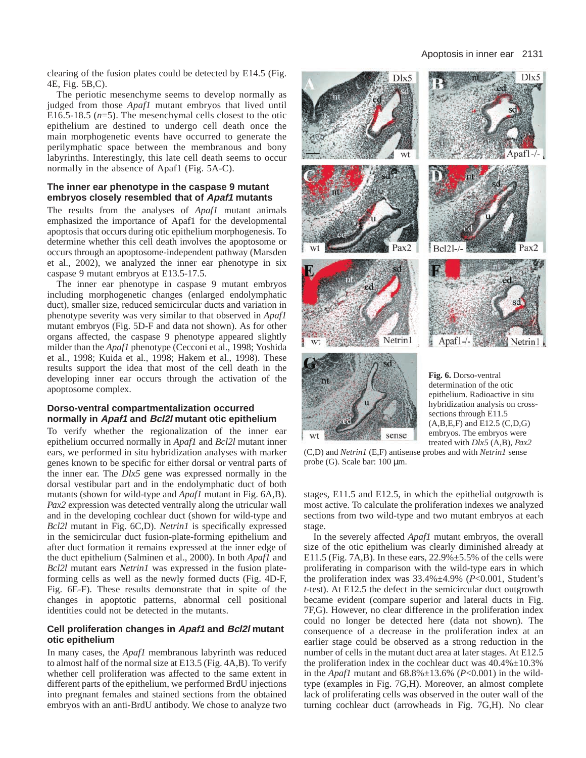clearing of the fusion plates could be detected by E14.5 (Fig. 4E, Fig. 5B,C).

The periotic mesenchyme seems to develop normally as judged from those *Apaf1* mutant embryos that lived until E16.5-18.5 ($n$=5). The mesenchymal cells closest to the otic epithelium are destined to undergo cell death once the main morphogenetic events have occurred to generate the perilymphatic space between the membranous and bony labyrinths. Interestingly, this late cell death seems to occur normally in the absence of Apaf1 (Fig. 5A-C).

### The inner ear phenotype in the caspase 9 mutant embryos closely resembled that of *Apaf1* mutants

The results from the analyses of *Apaf1* mutant animals emphasized the importance of Apaf1 for the developmental apoptosis that occurs during otic epithelium morphogenesis. To determine whether this cell death involves the apoptosome or occurs through an apoptosome-independent pathway (Marsden et al., 2002), we analyzed the inner ear phenotype in six caspase 9 mutant embryos at E13.5-17.5.

The inner ear phenotype in caspase 9 mutant embryos including morphogenetic changes (enlarged endolymphatic duct), smaller size, reduced semicircular ducts and variation in phenotype severity was very similar to that observed in *Apaf1* mutant embryos (Fig. 5D-F and data not shown). As for other organs affected, the caspase 9 phenotype appeared slightly milder than the *Apaf1* phenotype (Cecconi et al., 1998; Yoshida et al., 1998; Kuida et al., 1998; Hakem et al., 1998). These results support the idea that most of the cell death in the developing inner ear occurs through the activation of the apoptosome complex.

### Dorso-ventral compartmentalization occurred normally in *Apaf1* and *Bcl2l* mutant otic epithelium

To verify whether the regionalization of the inner ear epithelium occurred normally in *Apaf1* and *Bcl2l* mutant inner ears, we performed in situ hybridization analyses with marker genes known to be specific for either dorsal or ventral parts of the inner ear. The *Dlx5* gene was expressed normally in the dorsal vestibular part and in the endolymphatic duct of both mutants (shown for wild-type and *Apaf1* mutant in Fig. 6A,B). *Pax2* expression was detected ventrally along the utricular wall and in the developing cochlear duct (shown for wild-type and *Bcl2l* mutant in Fig. 6C,D). *Netrin1* is specifically expressed in the semicircular duct fusion-plate-forming epithelium and after duct formation it remains expressed at the inner edge of the duct epithelium (Salminen et al., 2000). In both *Apaf1* and *Bcl2l* mutant ears *Netrin1* was expressed in the fusion plate-forming cells as well as the newly formed ducts (Fig. 4D-F, Fig. 6E-F). These results demonstrate that in spite of the changes in apoptotic patterns, abnormal cell positional identities could not be detected in the mutants.

### Cell proliferation changes in *Apaf1* and *Bcl2l* mutant otic epithelium

In many cases, the *Apaf1* membranous labyrinth was reduced to almost half of the normal size at E13.5 (Fig. 4A,B). To verify whether cell proliferation was affected to the same extent in different parts of the epithelium, we performed BrdU injections into pregnant females and stained sections from the obtained embryos with an anti-BrdU antibody. We chose to analyze two stages, E11.5 and E12.5, in which the epithelial outgrowth is most active. To calculate the proliferation indexes we analyzed sections from two wild-type and two mutant embryos at each stage.

In the severely affected *Apaf1* mutant embryos, the overall size of the otic epithelium was clearly diminished already at E11.5 (Fig. 7A,B). In these ears, 22.9%±5.5% of the cells were proliferating in comparison with the wild-type ears in which the proliferation index was 33.4%±4.9% ($P$<0.001, Student's $t$-test). At E12.5 the defect in the semicircular duct outgrowth became evident (compare superior and lateral ducts in Fig. 7F,G). However, no clear difference in the proliferation index could no longer be detected here (data not shown). The consequence of a decrease in the proliferation index at an earlier stage could be observed as a strong reduction in the number of cells in the mutant duct area at later stages. At E12.5 the proliferation index in the cochlear duct was 40.4%±10.3% in the *Apaf1* mutant and 68.8%±13.6% ($P$<0.001) in the wild-type (examples in Fig. 7G,H). Moreover, an almost complete lack of proliferating cells was observed in the outer wall of the turning cochlear duct (arrowheads in Fig. 7G,H). No clear

**Fig. 6.** Dorso-ventral determination of the otic epithelium. Radioactive in situ hybridization analysis on cross-sections through E11.5 (A,B,E,F) and E12.5 (C,D,G) embryos. The embryos were treated with *Dlx5* (A,B), *Pax2* (C,D) and *Netrin1* (E,F) antisense probes and with *Netrin1* sense probe (G). Scale bar: 100 μm.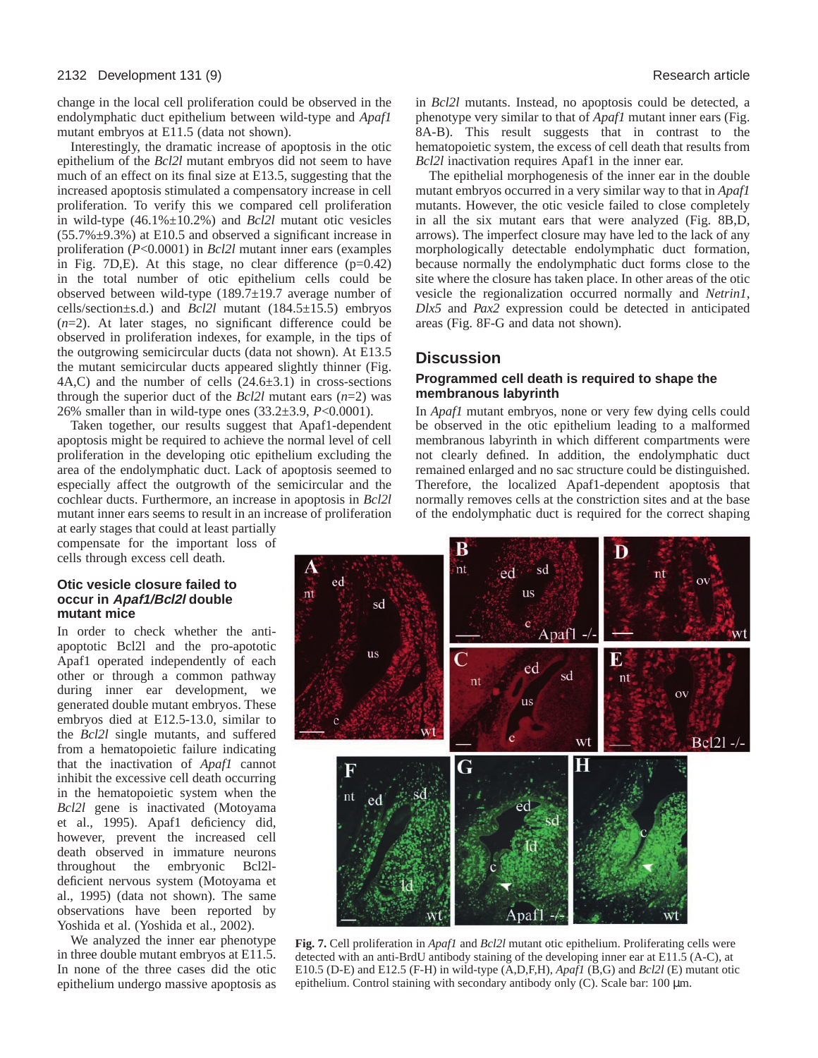change in the local cell proliferation could be observed in the endolymphatic duct epithelium between wild-type and *Apaf1* mutant embryos at E11.5 (data not shown).

Interestingly, the dramatic increase of apoptosis in the otic epithelium of the *Bcl2l* mutant embryos did not seem to have much of an effect on its final size at E13.5, suggesting that the increased apoptosis stimulated a compensatory increase in cell proliferation. To verify this we compared cell proliferation in wild-type (46.1%±10.2%) and *Bcl2l* mutant otic vesicles (55.7%±9.3%) at E10.5 and observed a significant increase in proliferation ($P<0.0001$) in *Bcl2l* mutant inner ears (examples in Fig. 7D,E). At this stage, no clear difference (p=0.42) in the total number of otic epithelium cells could be observed between wild-type (189.7±19.7 average number of cells/section±s.d.) and *Bcl2l* mutant (184.5±15.5) embryos ($n$=2). At later stages, no significant difference could be observed in proliferation indexes, for example, in the tips of the outgrowing semicircular ducts (data not shown). At E13.5 the mutant semicircular ducts appeared slightly thinner (Fig. 4A,C) and the number of cells (24.6±3.1) in cross-sections through the superior duct of the *Bcl2l* mutant ears ($n$=2) was 26% smaller than in wild-type ones (33.2±3.9, $P<0.0001$).

Taken together, our results suggest that Apaf1-dependent apoptosis might be required to achieve the normal level of cell proliferation in the developing otic epithelium excluding the area of the endolymphatic duct. Lack of apoptosis seemed to especially affect the outgrowth of the semicircular and the cochlear ducts. Furthermore, an increase in apoptosis in *Bcl2l* mutant inner ears seems to result in an increase of proliferation at early stages that could at least partially compensate for the important loss of cells through excess cell death.

### Otic vesicle closure failed to occur in *Apaf1/Bcl2l* double mutant mice

In order to check whether the anti-apoptotic Bcl2l and the pro-apototic Apaf1 operated independently of each other or through a common pathway during inner ear development, we generated double mutant embryos. These embryos died at E12.5-13.0, similar to the *Bcl2l* single mutants, and suffered from a hematopoietic failure indicating that the inactivation of *Apaf1* cannot inhibit the excessive cell death occurring in the hematopoietic system when the *Bcl2l* gene is inactivated (Motoyama et al., 1995). Apaf1 deficiency did, however, prevent the increased cell death observed in immature neurons throughout the embryonic Bcl2l-deficient nervous system (Motoyama et al., 1995) (data not shown). The same observations have been reported by Yoshida et al. (Yoshida et al., 2002).

We analyzed the inner ear phenotype in three double mutant embryos at E11.5. In none of the three cases did the otic epithelium undergo massive apoptosis as in *Bcl2l* mutants. Instead, no apoptosis could be detected, a phenotype very similar to that of *Apaf1* mutant inner ears (Fig. 8A-B). This result suggests that in contrast to the hematopoietic system, the excess of cell death that results from *Bcl2l* inactivation requires Apaf1 in the inner ear.

The epithelial morphogenesis of the inner ear in the double mutant embryos occurred in a very similar way to that in *Apaf1* mutants. However, the otic vesicle failed to close completely in all the six mutant ears that were analyzed (Fig. 8B,D, arrows). The imperfect closure may have led to the lack of any morphologically detectable endolymphatic duct formation, because normally the endolymphatic duct forms close to the site where the closure has taken place. In other areas of the otic vesicle the regionalization occurred normally and *Netrin1*, *Dlx5* and *Pax2* expression could be detected in anticipated areas (Fig. 8F-G and data not shown).

## Discussion

### Programmed cell death is required to shape the membranous labyrinth

In *Apaf1* mutant embryos, none or very few dying cells could be observed in the otic epithelium leading to a malformed membranous labyrinth in which different compartments were not clearly defined. In addition, the endolymphatic duct remained enlarged and no sac structure could be distinguished. Therefore, the localized Apaf1-dependent apoptosis that normally removes cells at the constriction sites and at the base of the endolymphatic duct is required for the correct shaping

**Fig. 7.** Cell proliferation in *Apaf1* and *Bcl2l* mutant otic epithelium. Proliferating cells were detected with an anti-BrdU antibody staining of the developing inner ear at E11.5 (A-C), at E10.5 (D-E) and E12.5 (F-H) in wild-type (A,D,F,H), *Apaf1* (B,G) and *Bcl2l* (E) mutant otic epithelium. Control staining with secondary antibody only (C). Scale bar: 100 μm.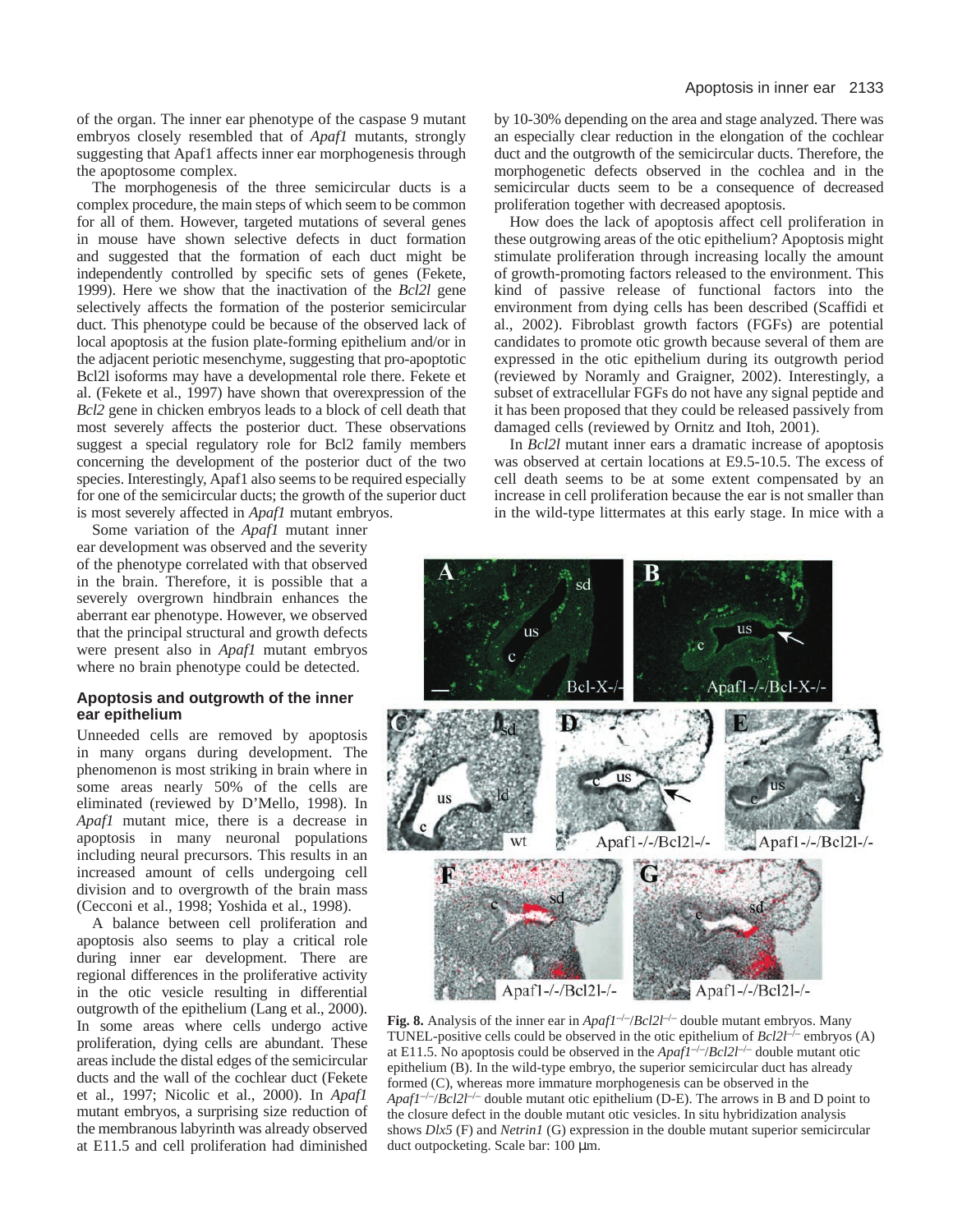of the organ. The inner ear phenotype of the caspase 9 mutant embryos closely resembled that of *Apaf1* mutants, strongly suggesting that Apaf1 affects inner ear morphogenesis through the apoptosome complex.

The morphogenesis of the three semicircular ducts is a complex procedure, the main steps of which seem to be common for all of them. However, targeted mutations of several genes in mouse have shown selective defects in duct formation and suggested that the formation of each duct might be independently controlled by specific sets of genes (Fekete, 1999). Here we show that the inactivation of the *Bcl2l* gene selectively affects the formation of the posterior semicircular duct. This phenotype could be because of the observed lack of local apoptosis at the fusion plate-forming epithelium and/or in the adjacent periotic mesenchyme, suggesting that pro-apoptotic Bcl2l isoforms may have a developmental role there. Fekete et al. (Fekete et al., 1997) have shown that overexpression of the *Bcl2* gene in chicken embryos leads to a block of cell death that most severely affects the posterior duct. These observations suggest a special regulatory role for Bcl2 family members concerning the development of the posterior duct of the two species. Interestingly, Apaf1 also seems to be required especially for one of the semicircular ducts; the growth of the superior duct is most severely affected in *Apaf1* mutant embryos.

Some variation of the *Apaf1* mutant inner ear development was observed and the severity of the phenotype correlated with that observed in the brain. Therefore, it is possible that a severely overgrown hindbrain enhances the aberrant ear phenotype. However, we observed that the principal structural and growth defects were present also in *Apaf1* mutant embryos where no brain phenotype could be detected.

## Apoptosis and outgrowth of the inner ear epithelium

Unneeded cells are removed by apoptosis in many organs during development. The phenomenon is most striking in brain where in some areas nearly 50% of the cells are eliminated (reviewed by D'Mello, 1998). In *Apaf1* mutant mice, there is a decrease in apoptosis in many neuronal populations including neural precursors. This results in an increased amount of cells undergoing cell division and to overgrowth of the brain mass (Cecconi et al., 1998; Yoshida et al., 1998).

A balance between cell proliferation and apoptosis also seems to play a critical role during inner ear development. There are regional differences in the proliferative activity in the otic vesicle resulting in differential outgrowth of the epithelium (Lang et al., 2000). In some areas where cells undergo active proliferation, dying cells are abundant. These areas include the distal edges of the semicircular ducts and the wall of the cochlear duct (Fekete et al., 1997; Nicolic et al., 2000). In *Apaf1* mutant embryos, a surprising size reduction of the membranous labyrinth was already observed at E11.5 and cell proliferation had diminished by 10-30% depending on the area and stage analyzed. There was an especially clear reduction in the elongation of the cochlear duct and the outgrowth of the semicircular ducts. Therefore, the morphogenetic defects observed in the cochlea and in the semicircular ducts seem to be a consequence of decreased proliferation together with decreased apoptosis.

How does the lack of apoptosis affect cell proliferation in these outgrowing areas of the otic epithelium? Apoptosis might stimulate proliferation through increasing locally the amount of growth-promoting factors released to the environment. This kind of passive release of functional factors into the environment from dying cells has been described (Scaffidi et al., 2002). Fibroblast growth factors (FGFs) are potential candidates to promote otic growth because several of them are expressed in the otic epithelium during its outgrowth period (reviewed by Noramly and Graigner, 2002). Interestingly, a subset of extracellular FGFs do not have any signal peptide and it has been proposed that they could be released passively from damaged cells (reviewed by Ornitz and Itoh, 2001).

In *Bcl2l* mutant inner ears a dramatic increase of apoptosis was observed at certain locations at E9.5-10.5. The excess of cell death seems to be at some extent compensated by an increase in cell proliferation because the ear is not smaller than in the wild-type littermates at this early stage. In mice with a

**Fig. 8.** Analysis of the inner ear in *Apaf1*$^{-/-}$/*Bcl2l*$^{-/-}$ double mutant embryos. Many TUNEL-positive cells could be observed in the otic epithelium of *Bcl2l*$^{-/-}$ embryos (A) at E11.5. No apoptosis could be observed in the *Apaf1*$^{-/-}$/*Bcl2l*$^{-/-}$ double mutant otic epithelium (B). In the wild-type embryo, the superior semicircular duct has already formed (C), whereas more immature morphogenesis can be observed in the *Apaf1*$^{-/-}$/*Bcl2l*$^{-/-}$ double mutant otic epithelium (D-E). The arrows in B and D point to the closure defect in the double mutant otic vesicles. In situ hybridization analysis shows *Dlx5* (F) and *Netrin1* (G) expression in the double mutant superior semicircular duct outpocketing. Scale bar: 100 μm.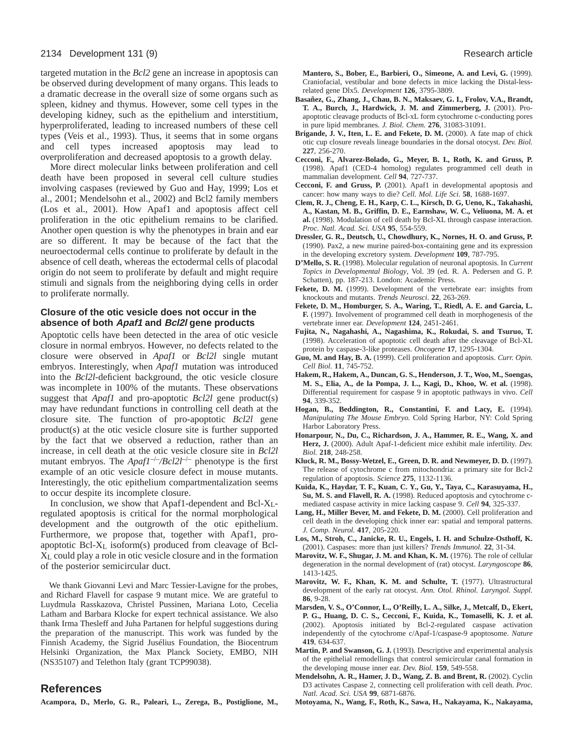targeted mutation in the *Bcl2* gene an increase in apoptosis can be observed during development of many organs. This leads to a dramatic decrease in the overall size of some organs such as spleen, kidney and thymus. However, some cell types in the developing kidney, such as the epithelium and interstitium, hyperproliferated, leading to increased numbers of these cell types (Veis et al., 1993). Thus, it seems that in some organs and cell types increased apoptosis may lead to overproliferation and decreased apoptosis to a growth delay.

More direct molecular links between proliferation and cell death have been proposed in several cell culture studies involving caspases (reviewed by Guo and Hay, 1999; Los et al., 2001; Mendelsohn et al., 2002) and Bcl2 family members (Los et al., 2001). How Apaf1 and apoptosis affect cell proliferation in the otic epithelium remains to be clarified. Another open question is why the phenotypes in brain and ear are so different. It may be because of the fact that the neuroectodermal cells continue to proliferate by default in the absence of cell death, whereas the ectodermal cells of placodal origin do not seem to proliferate by default and might require stimuli and signals from the neighboring dying cells in order to proliferate normally.

### Closure of the otic vesicle does not occur in the absence of both *Apaf1* and *Bcl2l* gene products

Apoptotic cells have been detected in the area of otic vesicle closure in normal embryos. However, no defects related to the closure were observed in *Apaf1* or *Bcl2l* single mutant embryos. Interestingly, when *Apaf1* mutation was introduced into the *Bcl2l*-deficient background, the otic vesicle closure was incomplete in 100% of the mutants. These observations suggest that *Apaf1* and pro-apoptotic *Bcl2l* gene product(s) may have redundant functions in controlling cell death at the closure site. The function of pro-apoptotic *Bcl2l* gene product(s) at the otic vesicle closure site is further supported by the fact that we observed a reduction, rather than an increase, in cell death at the otic vesicle closure site in *Bcl2l* mutant embryos. The $Apaf1^{-/-}/Bcl2l^{-/-}$ phenotype is the first example of an otic vesicle closure defect in mouse mutants. Interestingly, the otic epithelium compartmentalization seems to occur despite its incomplete closure.

In conclusion, we show that Apaf1-dependent and Bcl-$X_L$-regulated apoptosis is critical for the normal morphological development and the outgrowth of the otic epithelium. Furthermore, we propose that, together with Apaf1, pro-apoptotic Bcl-$X_L$ isoform(s) produced from cleavage of Bcl-$X_L$ could play a role in otic vesicle closure and in the formation of the posterior semicircular duct.

We thank Giovanni Levi and Marc Tessier-Lavigne for the probes, and Richard Flavell for caspase 9 mutant mice. We are grateful to Luydmula Rasskazova, Christel Pussinen, Mariana Loto, Cecelia Latham and Barbara Klocke for expert technical assistance. We also thank Irma Thesleff and Juha Partanen for helpful suggestions during the preparation of the manuscript. This work was funded by the Finnish Academy, the Sigrid Jusélius Foundation, the Biocentrum Helsinki Organization, the Max Planck Society, EMBO, NIH (NS35107) and Telethon Italy (grant TCP99038).

## References

**Acampora, D., Merlo, G. R., Paleari, L., Zerega, B., Postiglione, M., Mantero, S., Bober, E., Barbieri, O., Simeone, A. and Levi, G.** (1999). Craniofacial, vestibular and bone defects in mice lacking the Distal-less-related gene Dlx5. *Development* **126**, 3795-3809.

**Basañez, G., Zhang, J., Chau, B. N., Maksaev, G. I., Frolov, V.A., Brandt, T. A., Burch, J., Hardwick, J. M. and Zimmerberg, J.** (2001). Pro-apoptotic cleavage products of Bcl-xL form cytochrome c-conducting pores in pure lipid membranes. *J. Biol. Chem.* **276**, 31083-31091.

**Brigande, J. V., Iten, L. E. and Fekete, D. M.** (2000). A fate map of chick otic cup closure reveals lineage boundaries in the dorsal otocyst. *Dev. Biol.* **227**, 256-270.

**Cecconi, F., Alvarez-Bolado, G., Meyer, B. I., Roth, K. and Gruss, P.** (1998). Apaf1 (CED-4 homolog) regulates programmed cell death in mammalian development. *Cell* **94**, 727-737.

**Cecconi, F. and Gruss, P.** (2001). Apaf1 in developmental apoptosis and cancer: how many ways to die? *Cell. Mol. Life Sci.* **58**, 1688-1697.

**Clem, R. J., Cheng, E. H., Karp, C. L., Kirsch, D. G, Ueno, K., Takahashi, A., Kastan, M. B., Griffin, D. E., Earnshaw, W. C., Veliuona, M. A. et al.** (1998). Modulation of cell death by Bcl-XL through caspase interaction. *Proc. Natl. Acad. Sci. USA* **95**, 554-559.

**Dressler, G. R., Deutsch, U., Chowdhury, K., Nornes, H. O. and Gruss, P.** (1990). Pax2, a new murine paired-box-containing gene and its expression in the developing excretory system. *Development* **109**, 787-795.

**D'Mello, S. R.** (1998). Molecular regulation of neuronal apoptosis. In *Current Topics in Developmental Biology*, Vol. 39 (ed. R. A. Pedersen and G. P. Schatten), pp. 187-213. London: Academic Press.

**Fekete, D. M.** (1999). Development of the vertebrate ear: insights from knockouts and mutants. *Trends Neurosci*. **22**, 263-269.

**Fekete, D. M., Homburger, S. A., Waring, T., Riedl, A. E. and Garcia, L. F.** (1997). Involvement of programmed cell death in morphogenesis of the vertebrate inner ear. *Development* **124**, 2451-2461.

**Fujita, N., Nagahashi, A., Nagashima, K., Rokudai, S. and Tsuruo, T.** (1998). Acceleration of apoptotic cell death after the cleavage of Bcl-XL protein by caspase-3-like proteases. *Oncogene* **17**, 1295-1304.

**Guo, M. and Hay, B. A.** (1999). Cell proliferation and apoptosis. *Curr. Opin. Cell Biol.* **11**, 745-752.

**Hakem, R., Hakem, A., Duncan, G. S., Henderson, J. T., Woo, M., Soengas, M. S., Elia, A., de la Pompa, J. L., Kagi, D., Khoo, W. et al.** (1998). Differential requirement for caspase 9 in apoptotic pathways in vivo. *Cell* **94**, 339-352.

**Hogan, B., Beddington, R., Constantini, F. and Lacy, E.** (1994). *Manipulating The Mouse Embryo.* Cold Spring Harbor, NY: Cold Spring Harbor Laboratory Press.

**Honarpour, N., Du, C., Richardson, J. A., Hammer, R. E., Wang, X. and Herz, J.** (2000). Adult Apaf-1-deficient mice exhibit male infertility. *Dev. Biol.* **218**, 248-258.

**Kluck, R. M., Bossy-Wetzel, E., Green, D. R. and Newmeyer, D. D.** (1997). The release of cytochrome c from mitochondria: a primary site for Bcl-2 regulation of apoptosis. *Science* **275**, 1132-1136.

**Kuida, K., Haydar, T. F., Kuan, C. Y., Gu, Y., Taya, C., Karasuyama, H., Su, M. S. and Flavell, R. A.** (1998). Reduced apoptosis and cytochrome c-mediated caspase activity in mice lacking caspase 9. *Cell* **94**, 325-337.

**Lang, H., Miller Bever, M. and Fekete, D. M.** (2000). Cell proliferation and cell death in the developing chick inner ear: spatial and temporal patterns. *J. Comp. Neurol.* **417**, 205-220.

**Los, M., Stroh, C., Janicke, R. U., Engels, I. H. and Schulze-Osthoff, K.** (2001). Caspases: more than just killers? *Trends Immunol.* **22**, 31-34.

**Marovitz, W. F., Shugar, J. M. and Khan, K. M.** (1976). The role of cellular degeneration in the normal development of (rat) otocyst. *Laryngoscope* **86**, 1413-1425.

**Marovitz, W. F., Khan, K. M. and Schulte, T.** (1977). Ultrastructural development of the early rat otocyst. *Ann. Otol. Rhinol. Laryngol. Suppl.* **86**, 9-28.

**Marsden, V. S., O'Connor, L., O'Reilly, L. A., Silke, J., Metcalf, D., Ekert, P. G., Huang, D. C. S., Cecconi, F., Kuida, K., Tomaselli, K. J. et al.** (2002). Apoptosis initiated by Bcl-2-regulated caspase activation independently of the cytochrome c/Apaf-1/caspase-9 apoptosome. *Nature* **419**, 634-637.

**Martin, P. and Swanson, G. J.** (1993). Descriptive and experimental analysis of the epithelial remodellings that control semicircular canal formation in the developing mouse inner ear. *Dev. Biol.* **159**, 549-558.

**Mendelsohn, A. R., Hamer, J. D., Wang, Z. B. and Brent, R.** (2002). Cyclin D3 activates Caspase 2, connecting cell proliferation with cell death. *Proc. Natl. Acad. Sci. USA* **99**, 6871-6876.

**Motoyama, N., Wang, F., Roth, K., Sawa, H., Nakayama, K., Nakayama,**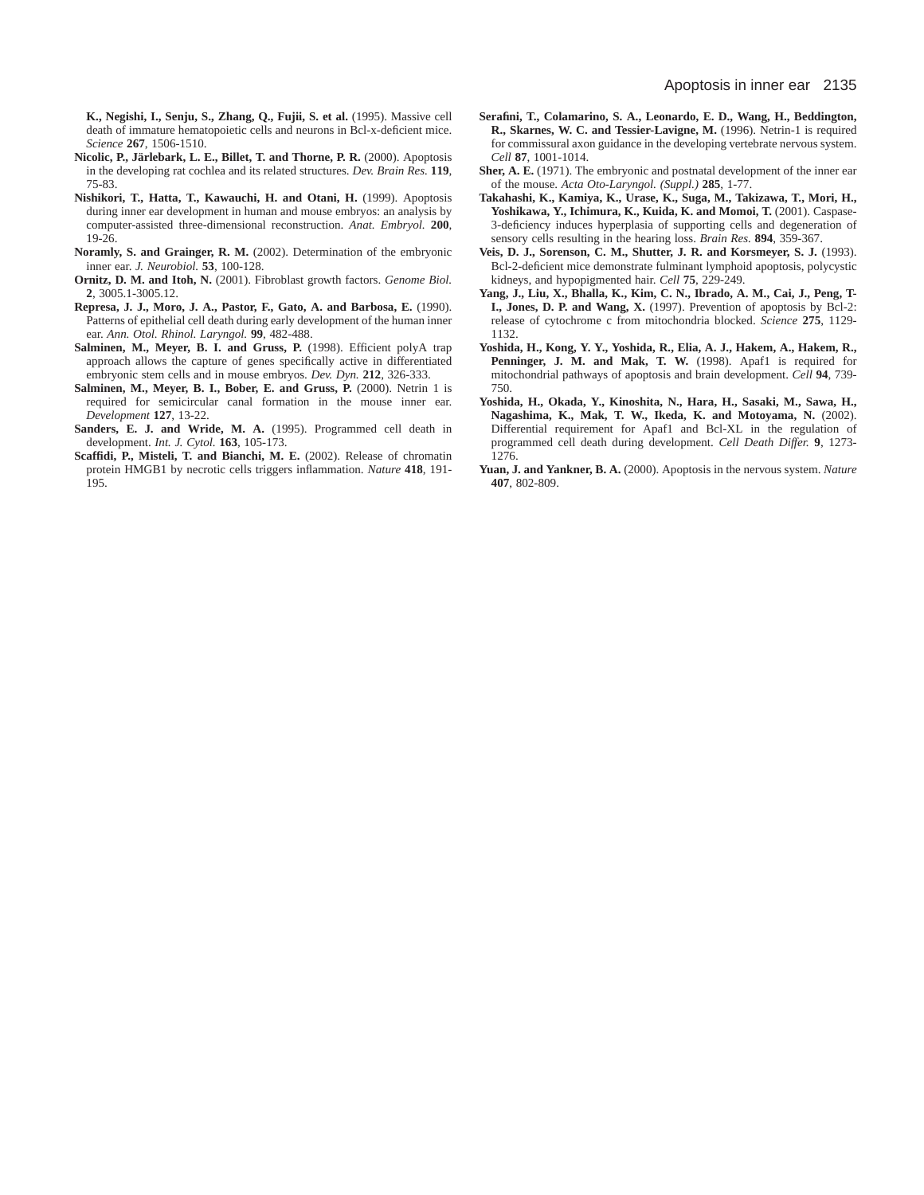**K., Negishi, I., Senju, S., Zhang, Q., Fujii, S. et al.** (1995). Massive cell death of immature hematopoietic cells and neurons in Bcl-x-deficient mice. *Science* **267**, 1506-1510.

**Nicolic, P., Järlebark, L. E., Billet, T. and Thorne, P. R.** (2000). Apoptosis in the developing rat cochlea and its related structures. *Dev. Brain Res.* **119**, 75-83.

**Nishikori, T., Hatta, T., Kawauchi, H. and Otani, H.** (1999). Apoptosis during inner ear development in human and mouse embryos: an analysis by computer-assisted three-dimensional reconstruction. *Anat. Embryol.* **200**, 19-26.

**Noramly, S. and Grainger, R. M.** (2002). Determination of the embryonic inner ear. *J. Neurobiol.* **53**, 100-128.

**Ornitz, D. M. and Itoh, N.** (2001). Fibroblast growth factors. *Genome Biol.* **2**, 3005.1-3005.12.

**Represa, J. J., Moro, J. A., Pastor, F., Gato, A. and Barbosa, E.** (1990). Patterns of epithelial cell death during early development of the human inner ear. *Ann. Otol. Rhinol. Laryngol.* **99**, 482-488.

**Salminen, M., Meyer, B. I. and Gruss, P.** (1998). Efficient polyA trap approach allows the capture of genes specifically active in differentiated embryonic stem cells and in mouse embryos. *Dev. Dyn.* **212**, 326-333.

**Salminen, M., Meyer, B. I., Bober, E. and Gruss, P.** (2000). Netrin 1 is required for semicircular canal formation in the mouse inner ear. *Development* **127**, 13-22.

**Sanders, E. J. and Wride, M. A.** (1995). Programmed cell death in development. *Int. J. Cytol.* **163**, 105-173.

**Scaffidi, P., Misteli, T. and Bianchi, M. E.** (2002). Release of chromatin protein HMGB1 by necrotic cells triggers inflammation. *Nature* **418**, 191-195.

**Serafini, T., Colamarino, S. A., Leonardo, E. D., Wang, H., Beddington, R., Skarnes, W. C. and Tessier-Lavigne, M.** (1996). Netrin-1 is required for commissural axon guidance in the developing vertebrate nervous system. *Cell* **87**, 1001-1014.

**Sher, A. E.** (1971). The embryonic and postnatal development of the inner ear of the mouse. *Acta Oto-Laryngol. (Suppl.)* **285**, 1-77.

**Takahashi, K., Kamiya, K., Urase, K., Suga, M., Takizawa, T., Mori, H., Yoshikawa, Y., Ichimura, K., Kuida, K. and Momoi, T.** (2001). Caspase-3-deficiency induces hyperplasia of supporting cells and degeneration of sensory cells resulting in the hearing loss. *Brain Res.* **894**, 359-367.

**Veis, D. J., Sorenson, C. M., Shutter, J. R. and Korsmeyer, S. J.** (1993). Bcl-2-deficient mice demonstrate fulminant lymphoid apoptosis, polycystic kidneys, and hypopigmented hair. *Cell* **75**, 229-249.

**Yang, J., Liu, X., Bhalla, K., Kim, C. N., Ibrado, A. M., Cai, J., Peng, T-I., Jones, D. P. and Wang, X.** (1997). Prevention of apoptosis by Bcl-2: release of cytochrome c from mitochondria blocked. *Science* **275**, 1129-1132.

**Yoshida, H., Kong, Y. Y., Yoshida, R., Elia, A. J., Hakem, A., Hakem, R., Penninger, J. M. and Mak, T. W.** (1998). Apaf1 is required for mitochondrial pathways of apoptosis and brain development. *Cell* **94**, 739-750.

**Yoshida, H., Okada, Y., Kinoshita, N., Hara, H., Sasaki, M., Sawa, H., Nagashima, K., Mak, T. W., Ikeda, K. and Motoyama, N.** (2002). Differential requirement for Apaf1 and Bcl-XL in the regulation of programmed cell death during development. *Cell Death Differ.* **9**, 1273-1276.

**Yuan, J. and Yankner, B. A.** (2000). Apoptosis in the nervous system. *Nature* **407**, 802-809.